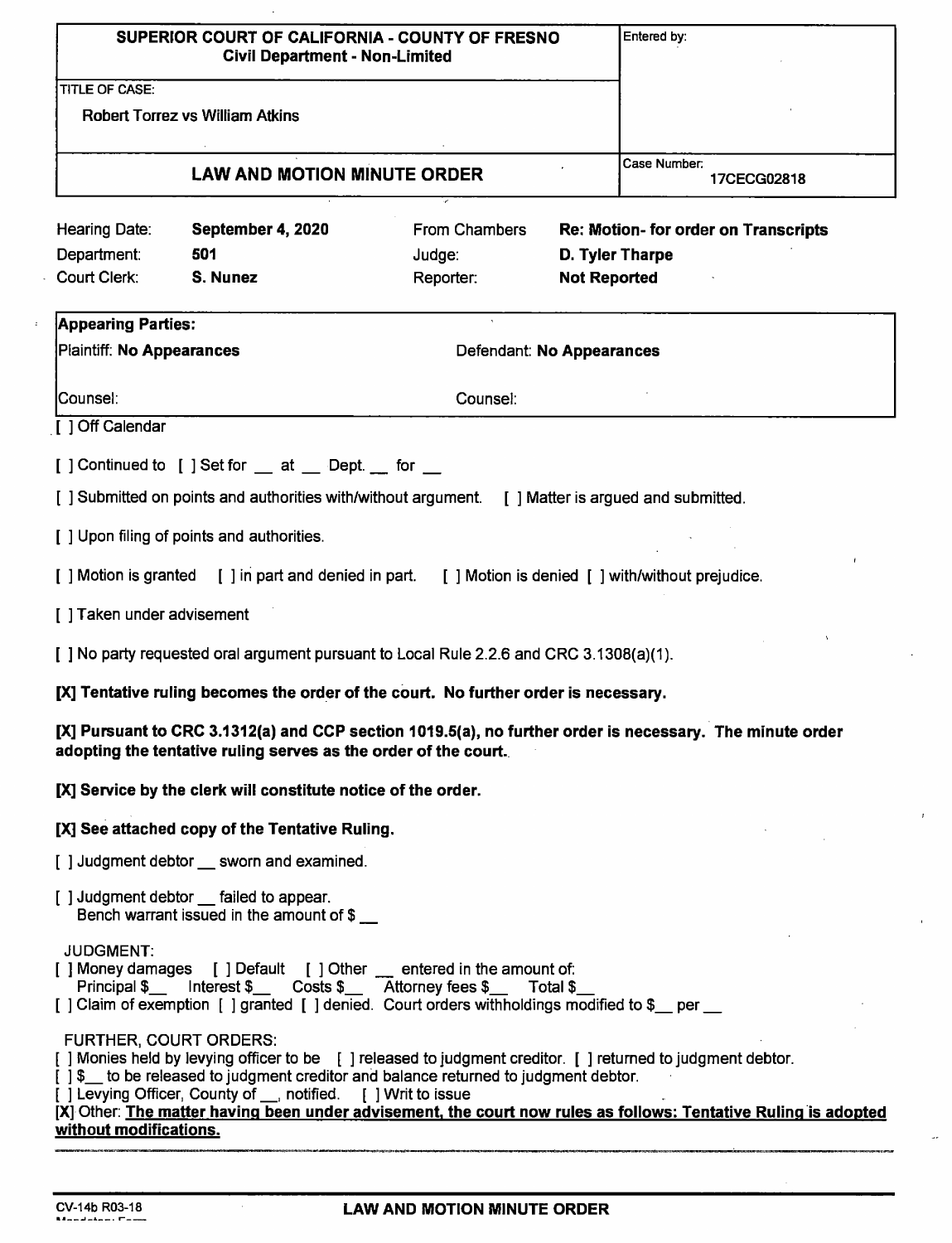| SUPERIOR COURT OF CALIFORNIA - COUNTY OF FRESNO<br>Civil Department - Non-Limited | Entered by: |
|---|---|
| TITLE OF CASE:<br>Robert Torrez vs William Atkins | |
| **LAW AND MOTION MINUTE ORDER** | Case Number:<br>17CECG02818 |

| | | | |
|---|---|---|---|
| Hearing Date: | **September 4, 2020** | From Chambers | **Re: Motion- for order on Transcripts** |
| Department: | **501** | Judge: | **D. Tyler Tharpe** |
| Court Clerk: | **S. Nunez** | Reporter: | **Not Reported** |

| **Appearing Parties:** | |
|---|---|
| Plaintiff: **No Appearances** | Defendant: **No Appearances** |
| Counsel: | Counsel: |

[ ] Off Calendar

[ ] Continued to [ ] Set for __ at __ Dept. __ for __

[ ] Submitted on points and authorities with/without argument. [ ] Matter is argued and submitted.

[ ] Upon filing of points and authorities.

[ ] Motion is granted [ ] in part and denied in part. [ ] Motion is denied [ ] with/without prejudice.

[ ] Taken under advisement

[ ] No party requested oral argument pursuant to Local Rule 2.2.6 and CRC 3.1308(a)(1).

**[X] Tentative ruling becomes the order of the court. No further order is necessary.**

**[X] Pursuant to CRC 3.1312(a) and CCP section 1019.5(a), no further order is necessary. The minute order adopting the tentative ruling serves as the order of the court.**

**[X] Service by the clerk will constitute notice of the order.**

**[X] See attached copy of the Tentative Ruling.**

[ ] Judgment debtor __ sworn and examined.

[ ] Judgment debtor __ failed to appear.
Bench warrant issued in the amount of $ __

JUDGMENT:
[ ] Money damages [ ] Default [ ] Other __ entered in the amount of:
Principal $__ Interest $__ Costs $__ Attorney fees $__ Total $__
[ ] Claim of exemption [ ] granted [ ] denied. Court orders withholdings modified to $__ per __

FURTHER, COURT ORDERS:
[ ] Monies held by levying officer to be [ ] released to judgment creditor. [ ] returned to judgment debtor.
[ ] $__ to be released to judgment creditor and balance returned to judgment debtor.
[ ] Levying Officer, County of __, notified. [ ] Writ to issue
[X] Other: **The matter having been under advisement, the court now rules as follows: Tentative Ruling is adopted without modifications.**

CV-14b R03-18 **LAW AND MOTION MINUTE ORDER**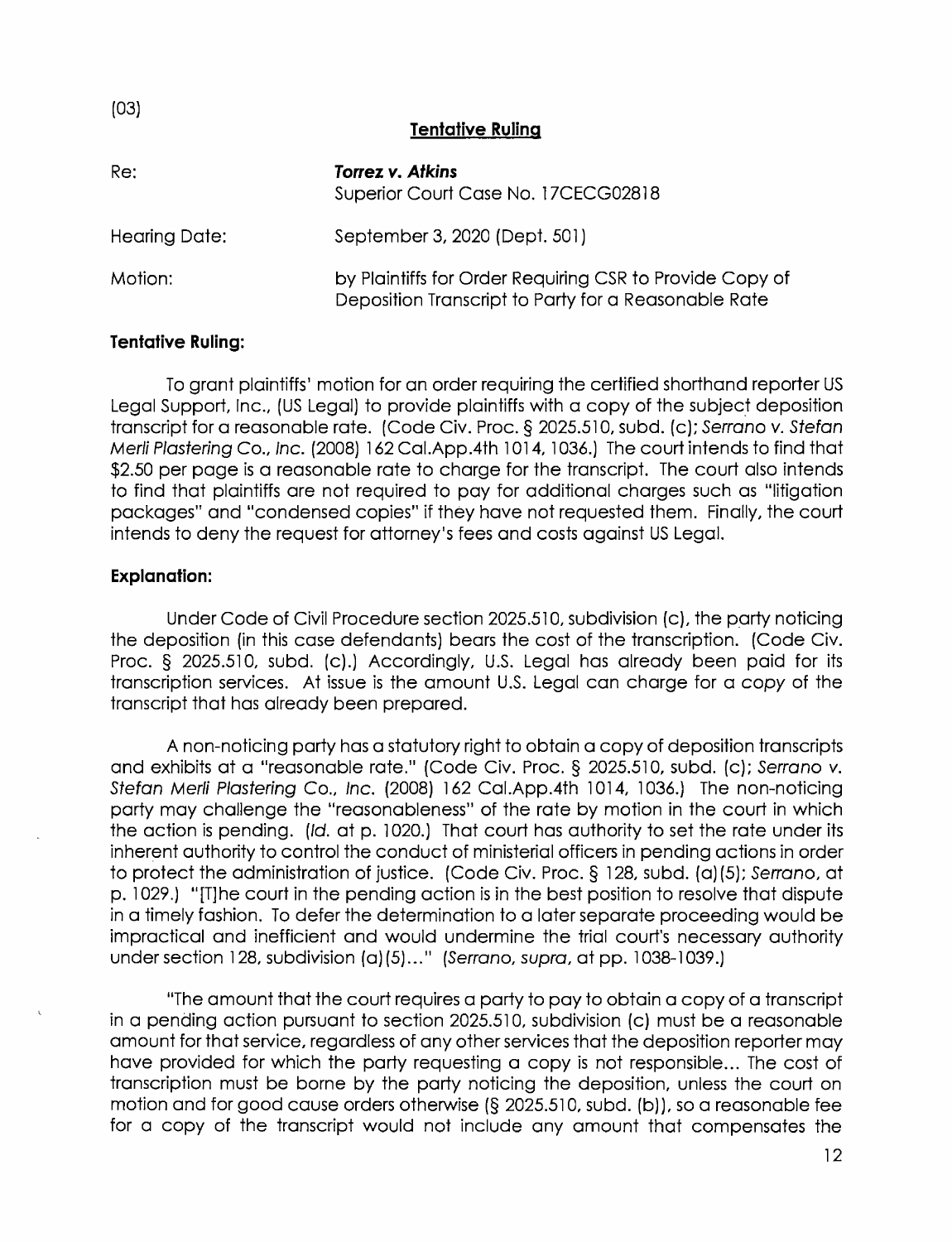(03)

## Tentative Ruling

| | |
|---|---|
| Re: | ***Torrez v. Atkins***<br>Superior Court Case No. 17CECG02818 |
| Hearing Date: | September 3, 2020 (Dept. 501) |
| Motion: | by Plaintiffs for Order Requiring CSR to Provide Copy of Deposition Transcript to Party for a Reasonable Rate |

### Tentative Ruling:

To grant plaintiffs' motion for an order requiring the certified shorthand reporter US Legal Support, Inc., (US Legal) to provide plaintiffs with a copy of the subject deposition transcript for a reasonable rate. (Code Civ. Proc. § 2025.510, subd. (c); *Serrano v. Stefan Merli Plastering Co., Inc.* (2008) 162 Cal.App.4th 1014, 1036.) The court intends to find that $2.50 per page is a reasonable rate to charge for the transcript. The court also intends to find that plaintiffs are not required to pay for additional charges such as "litigation packages" and "condensed copies" if they have not requested them. Finally, the court intends to deny the request for attorney's fees and costs against US Legal.

### Explanation:

Under Code of Civil Procedure section 2025.510, subdivision (c), the party noticing the deposition (in this case defendants) bears the cost of the transcription. (Code Civ. Proc. § 2025.510, subd. (c).) Accordingly, U.S. Legal has already been paid for its transcription services. At issue is the amount U.S. Legal can charge for a *copy* of the transcript that has already been prepared.

A non-noticing party has a statutory right to obtain a copy of deposition transcripts and exhibits at a "reasonable rate." (Code Civ. Proc. § 2025.510, subd. (c); *Serrano v. Stefan Merli Plastering Co., Inc.* (2008) 162 Cal.App.4th 1014, 1036.) The non-noticing party may challenge the "reasonableness" of the rate by motion in the court in which the action is pending. (*Id.* at p. 1020.) That court has authority to set the rate under its inherent authority to control the conduct of ministerial officers in pending actions in order to protect the administration of justice. (Code Civ. Proc. § 128, subd. (a)(5); *Serrano*, at p. 1029.) "[T]he court in the pending action is in the best position to resolve that dispute in a timely fashion. To defer the determination to a later separate proceeding would be impractical and inefficient and would undermine the trial court's necessary authority under section 128, subdivision (a)(5)..." (*Serrano, supra*, at pp. 1038-1039.)

"The amount that the court requires a party to pay to obtain a copy of a transcript in a pending action pursuant to section 2025.510, subdivision (c) must be a reasonable amount for that service, regardless of any other services that the deposition reporter may have provided for which the party requesting a copy is not responsible... The cost of transcription must be borne by the party noticing the deposition, unless the court on motion and for good cause orders otherwise (§ 2025.510, subd. (b)), so a reasonable fee for a copy of the transcript would not include any amount that compensates the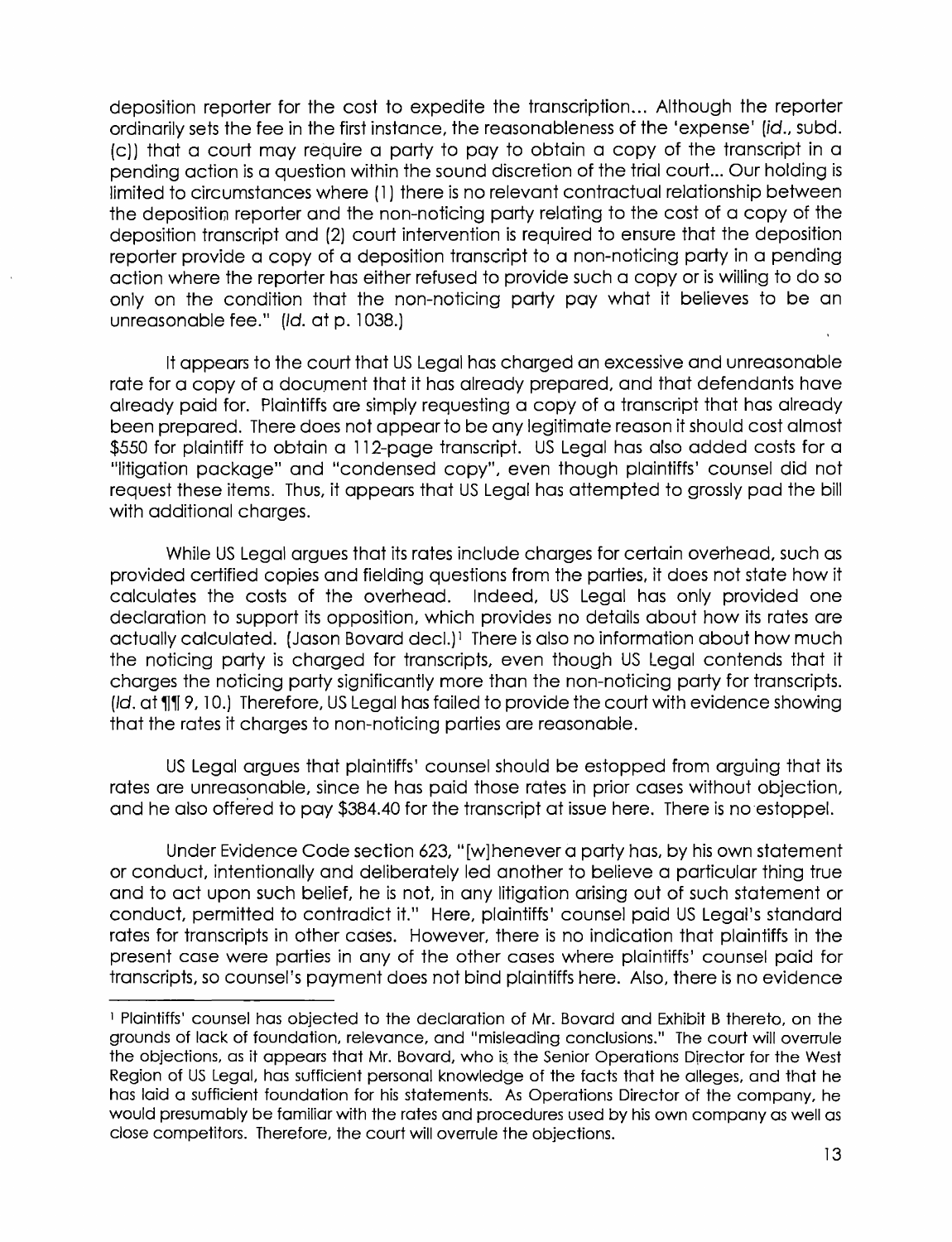deposition reporter for the cost to expedite the transcription... Although the reporter ordinarily sets the fee in the first instance, the reasonableness of the 'expense' (*Id.*, subd. (c)) that a court may require a party to pay to obtain a copy of the transcript in a pending action is a question within the sound discretion of the trial court... Our holding is limited to circumstances where (1) there is no relevant contractual relationship between the deposition reporter and the non-noticing party relating to the cost of a copy of the deposition transcript and (2) court intervention is required to ensure that the deposition reporter provide a copy of a deposition transcript to a non-noticing party in a pending action where the reporter has either refused to provide such a copy or is willing to do so only on the condition that the non-noticing party pay what it believes to be an unreasonable fee." (*Id.* at p. 1038.)

It appears to the court that US Legal has charged an excessive and unreasonable rate for a copy of a document that it has already prepared, and that defendants have already paid for. Plaintiffs are simply requesting a copy of a transcript that has already been prepared. There does not appear to be any legitimate reason it should cost almost $550 for plaintiff to obtain a 112-page transcript. US Legal has also added costs for a "litigation package" and "condensed copy", even though plaintiffs' counsel did not request these items. Thus, it appears that US Legal has attempted to grossly pad the bill with additional charges.

While US Legal argues that its rates include charges for certain overhead, such as provided certified copies and fielding questions from the parties, it does not state how it calculates the costs of the overhead. Indeed, US Legal has only provided one declaration to support its opposition, which provides no details about how its rates are actually calculated. (Jason Bovard decl.)[1] There is also no information about how much the noticing party is charged for transcripts, even though US Legal contends that it charges the noticing party significantly more than the non-noticing party for transcripts. (*Id.* at ¶¶ 9, 10.) Therefore, US Legal has failed to provide the court with evidence showing that the rates it charges to non-noticing parties are reasonable.

US Legal argues that plaintiffs' counsel should be estopped from arguing that its rates are unreasonable, since he has paid those rates in prior cases without objection, and he also offered to pay $384.40 for the transcript at issue here. There is no estoppel.

Under Evidence Code section 623, "[w]henever a party has, by his own statement or conduct, intentionally and deliberately led another to believe a particular thing true and to act upon such belief, he is not, in any litigation arising out of such statement or conduct, permitted to contradict it." Here, plaintiffs' counsel paid US Legal's standard rates for transcripts in other cases. However, there is no indication that plaintiffs in the present case were parties in any of the other cases where plaintiffs' counsel paid for transcripts, so counsel's payment does not bind plaintiffs here. Also, there is no evidence

[1] Plaintiffs' counsel has objected to the declaration of Mr. Bovard and Exhibit B thereto, on the grounds of lack of foundation, relevance, and "misleading conclusions." The court will overrule the objections, as it appears that Mr. Bovard, who is the Senior Operations Director for the West Region of US Legal, has sufficient personal knowledge of the facts that he alleges, and that he has laid a sufficient foundation for his statements. As Operations Director of the company, he would presumably be familiar with the rates and procedures used by his own company as well as close competitors. Therefore, the court will overrule the objections.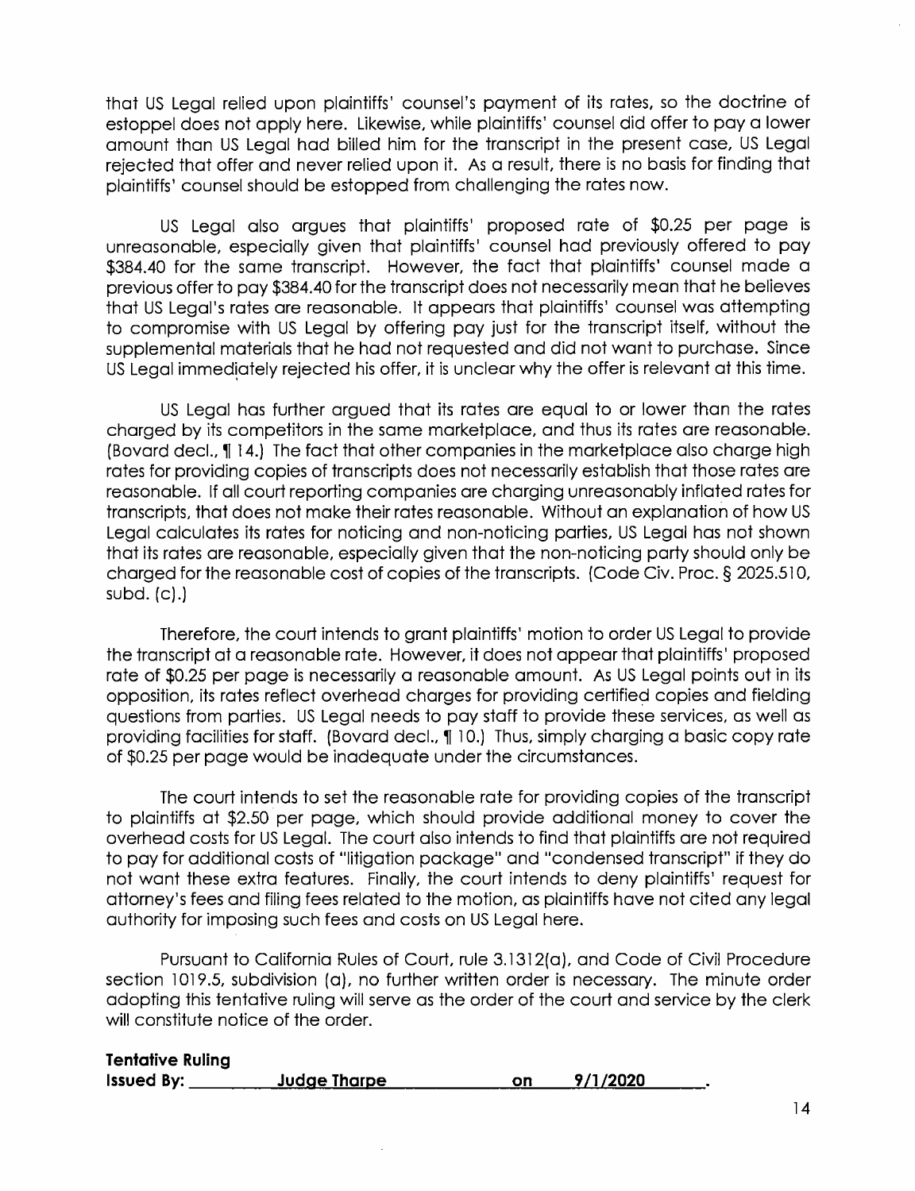that US Legal relied upon plaintiffs' counsel's payment of its rates, so the doctrine of estoppel does not apply here. Likewise, while plaintiffs' counsel did offer to pay a lower amount than US Legal had billed him for the transcript in the present case, US Legal rejected that offer and never relied upon it. As a result, there is no basis for finding that plaintiffs' counsel should be estopped from challenging the rates now.

US Legal also argues that plaintiffs' proposed rate of $0.25 per page is unreasonable, especially given that plaintiffs' counsel had previously offered to pay $384.40 for the same transcript. However, the fact that plaintiffs' counsel made a previous offer to pay $384.40 for the transcript does not necessarily mean that he believes that US Legal's rates are reasonable. It appears that plaintiffs' counsel was attempting to compromise with US Legal by offering pay just for the transcript itself, without the supplemental materials that he had not requested and did not want to purchase. Since US Legal immediately rejected his offer, it is unclear why the offer is relevant at this time.

US Legal has further argued that its rates are equal to or lower than the rates charged by its competitors in the same marketplace, and thus its rates are reasonable. (Bovard decl., ¶ 14.) The fact that other companies in the marketplace also charge high rates for providing copies of transcripts does not necessarily establish that those rates are reasonable. If all court reporting companies are charging unreasonably inflated rates for transcripts, that does not make their rates reasonable. Without an explanation of how US Legal calculates its rates for noticing and non-noticing parties, US Legal has not shown that its rates are reasonable, especially given that the non-noticing party should only be charged for the reasonable cost of copies of the transcripts. (Code Civ. Proc. § 2025.510, subd. (c).)

Therefore, the court intends to grant plaintiffs' motion to order US Legal to provide the transcript at a reasonable rate. However, it does not appear that plaintiffs' proposed rate of $0.25 per page is necessarily a reasonable amount. As US Legal points out in its opposition, its rates reflect overhead charges for providing certified copies and fielding questions from parties. US Legal needs to pay staff to provide these services, as well as providing facilities for staff. (Bovard decl., ¶ 10.) Thus, simply charging a basic copy rate of $0.25 per page would be inadequate under the circumstances.

The court intends to set the reasonable rate for providing copies of the transcript to plaintiffs at $2.50 per page, which should provide additional money to cover the overhead costs for US Legal. The court also intends to find that plaintiffs are not required to pay for additional costs of "litigation package" and "condensed transcript" if they do not want these extra features. Finally, the court intends to deny plaintiffs' request for attorney's fees and filing fees related to the motion, as plaintiffs have not cited any legal authority for imposing such fees and costs on US Legal here.

Pursuant to California Rules of Court, rule 3.1312(a), and Code of Civil Procedure section 1019.5, subdivision (a), no further written order is necessary. The minute order adopting this tentative ruling will serve as the order of the court and service by the clerk will constitute notice of the order.

**Tentative Ruling**
**Issued By:** ___**Judge Tharpe**___ **on** ___**9/1/2020**___.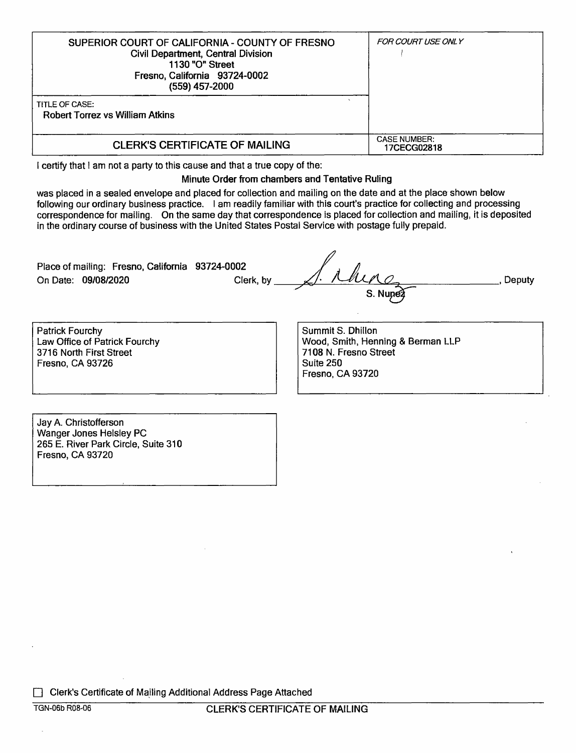| SUPERIOR COURT OF CALIFORNIA - COUNTY OF FRESNO<br>Civil Department, Central Division<br>1130 "O" Street<br>Fresno, California 93724-0002<br>(559) 457-2000 | *FOR COURT USE ONLY* |
|---|---|
| TITLE OF CASE:<br>Robert Torrez vs William Atkins | |
| **CLERK'S CERTIFICATE OF MAILING** | CASE NUMBER:<br>17CECG02818 |

I certify that I am not a party to this cause and that a true copy of the:

**Minute Order from chambers and Tentative Ruling**

was placed in a sealed envelope and placed for collection and mailing on the date and at the place shown below following our ordinary business practice. I am readily familiar with this court's practice for collecting and processing correspondence for mailing. On the same day that correspondence is placed for collection and mailing, it is deposited in the ordinary course of business with the United States Postal Service with postage fully prepaid.

Place of mailing: Fresno, California 93724-0002
On Date: 09/08/2020 Clerk, by S. Nunez, Deputy

Patrick Fourchy
Law Office of Patrick Fourchy
3716 North First Street
Fresno, CA 93726

Summit S. Dhillon
Wood, Smith, Henning & Berman LLP
7108 N. Fresno Street
Suite 250
Fresno, CA 93720

Jay A. Christofferson
Wanger Jones Helsley PC
265 E. River Park Circle, Suite 310
Fresno, CA 93720

☐ Clerk's Certificate of Mailing Additional Address Page Attached

TGN-06b R08-06 CLERK'S CERTIFICATE OF MAILING